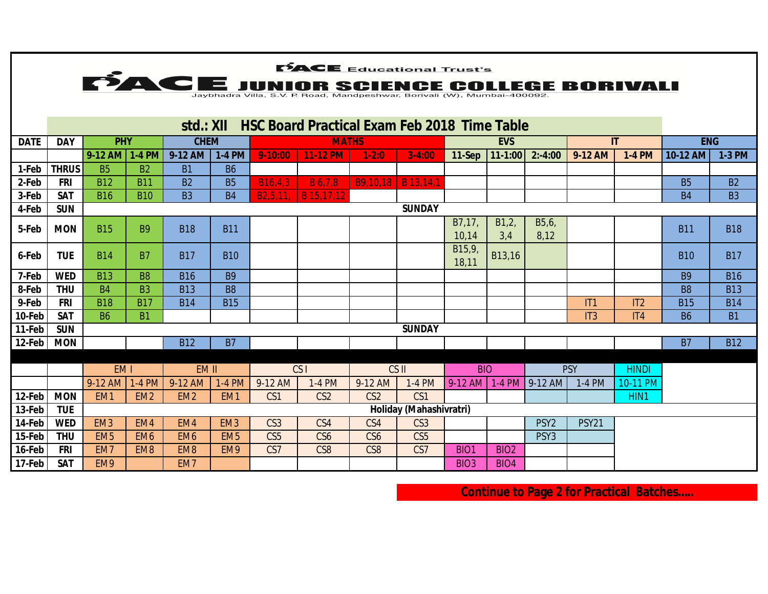# PACE Educational Trust's
# PACE JUNIOR SCIENCE COLLEGE BORIVALI

Jaybhadra Villa, S.V. P. Road, Mandpeshwar, Borivali (W), Mumbai-400092.

## std.: XII HSC Board Practical Exam Feb 2018 Time Table

| DATE | DAY | PHY | | CHEM | | MATHS | | | | EVS | | | IT | | ENG | |
|---|---|---|---|---|---|---|---|---|---|---|---|---|---|---|---|---|
| | | 9-12 AM | 1-4 PM | 9-12 AM | 1-4 PM | 9-10:00 | 11-12 PM | 1-2:0 | 3-4:00 | 11-Sep | 11-1:00 | 2:-4:00 | 9-12 AM | 1-4 PM | 10-12 AM | 1-3 PM |
| 1-Feb | THRUS | B5 | B2 | B1 | B6 | | | | | | | | | | | |
| 2-Feb | FRI | B12 | B11 | B2 | B5 | B16,4,3 | B 6,7,8 | B9,10,18 | B 13,14,1 | | | | | | B5 | B2 |
| 3-Feb | SAT | B16 | B10 | B3 | B4 | B2,5,11, | B 15,17,12 | | | | | | | | B4 | B3 |
| 4-Feb | SUN | SUNDAY | | | | | | | | | | | | | | |
| 5-Feb | MON | B15 | B9 | B18 | B11 | | | | | B7,17, 10,14 | B1,2, 3,4 | B5,6, 8,12 | | | B11 | B18 |
| 6-Feb | TUE | B14 | B7 | B17 | B10 | | | | | B15,9, 18,11 | B13,16 | | | | B10 | B17 |
| 7-Feb | WED | B13 | B8 | B16 | B9 | | | | | | | | | | B9 | B16 |
| 8-Feb | THU | B4 | B3 | B13 | B8 | | | | | | | | | | B8 | B13 |
| 9-Feb | FRI | B18 | B17 | B14 | B15 | | | | | | | | IT1 | IT2 | B15 | B14 |
| 10-Feb | SAT | B6 | B1 | | | | | | | | | | IT3 | IT4 | B6 | B1 |
| 11-Feb | SUN | SUNDAY | | | | | | | | | | | | | | |
| 12-Feb | MON | | | B12 | B7 | | | | | | | | | | B7 | B12 |

| DATE | DAY | EM I | | EM II | | CS I | | CS II | | BIO | | PSY | | HINDI |
|---|---|---|---|---|---|---|---|---|---|---|---|---|---|---|
| | | 9-12 AM | 1-4 PM | 9-12 AM | 1-4 PM | 9-12 AM | 1-4 PM | 9-12 AM | 1-4 PM | 9-12 AM | 1-4 PM | 9-12 AM | 1-4 PM | 10-11 PM |
| 12-Feb | MON | EM 1 | EM 2 | EM 2 | EM 1 | CS1 | CS2 | CS2 | CS1 | | | | | HIN1 |
| 13-Feb | TUE | Holiday (Mahashivratri) | | | | | | | | | | | | |
| 14-Feb | WED | EM 3 | EM 4 | EM 4 | EM 3 | CS3 | CS4 | CS4 | CS3 | | | PSY2 | PSY21 | |
| 15-Feb | THU | EM 5 | EM 6 | EM 6 | EM 5 | CS5 | CS6 | CS6 | CS5 | | | PSY3 | | |
| 16-Feb | FRI | EM 7 | EM 8 | EM 8 | EM 9 | CS7 | CS8 | CS8 | CS7 | BIO1 | BIO2 | | | |
| 17-Feb | SAT | EM 9 | | EM 7 | | | | | | BIO3 | BIO4 | | | |

**Continue to Page 2 for Practical Batches.....**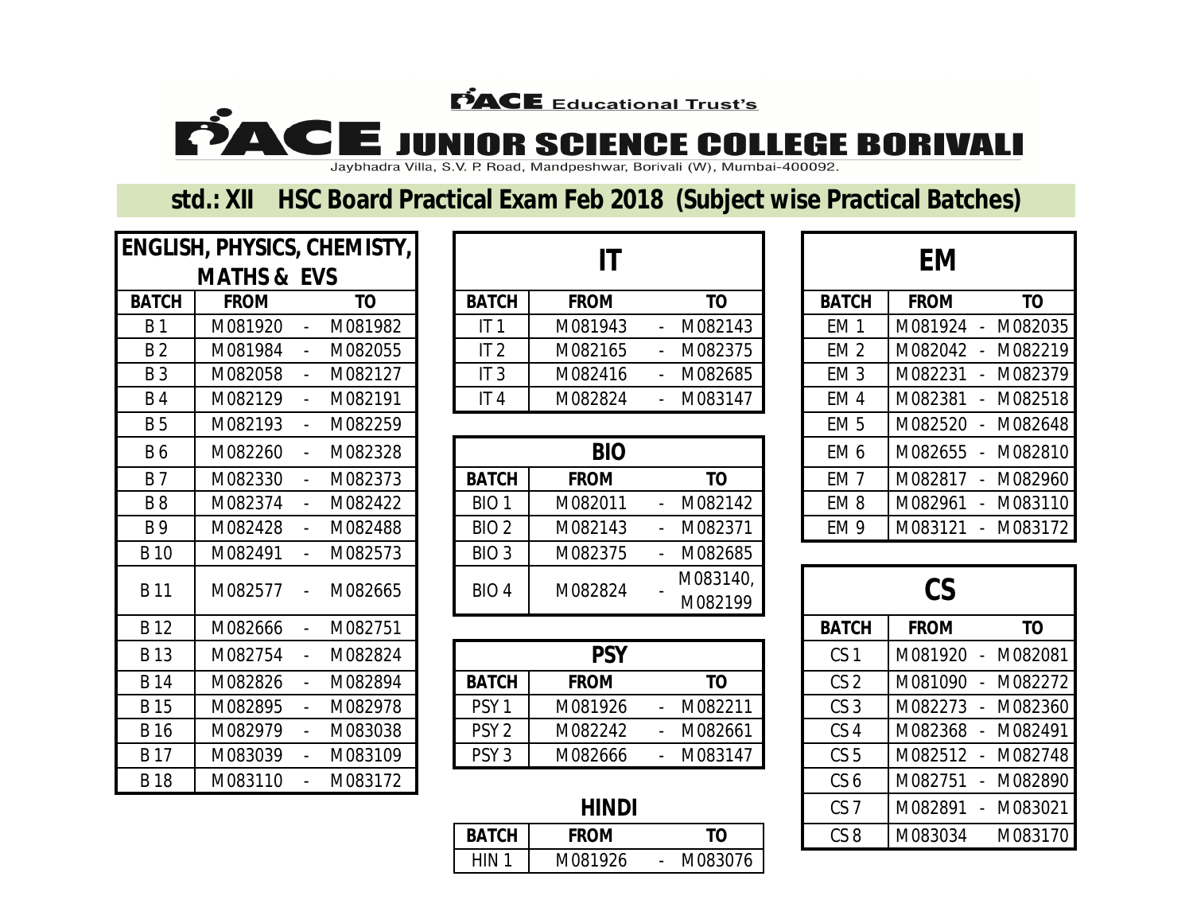PACE Educational Trust's

# PACE JUNIOR SCIENCE COLLEGE BORIVALI

Jaybhadra Villa, S.V. P. Road, Mandpeshwar, Borivali (W), Mumbai-400092.

## std.: XII HSC Board Practical Exam Feb 2018 (Subject wise Practical Batches)

### ENGLISH, PHYSICS, CHEMISTY, MATHS & EVS

| BATCH | FROM | | TO |
|---|---|---|---|
| B 1 | M081920 | - | M081982 |
| B 2 | M081984 | - | M082055 |
| B 3 | M082058 | - | M082127 |
| B 4 | M082129 | - | M082191 |
| B 5 | M082193 | - | M082259 |
| B 6 | M082260 | - | M082328 |
| B 7 | M082330 | - | M082373 |
| B 8 | M082374 | - | M082422 |
| B 9 | M082428 | - | M082488 |
| B 10 | M082491 | - | M082573 |
| B 11 | M082577 | - | M082665 |
| B 12 | M082666 | - | M082751 |
| B 13 | M082754 | - | M082824 |
| B 14 | M082826 | - | M082894 |
| B 15 | M082895 | - | M082978 |
| B 16 | M082979 | - | M083038 |
| B 17 | M083039 | - | M083109 |
| B 18 | M083110 | - | M083172 |

### IT

| BATCH | FROM | | TO |
|---|---|---|---|
| IT 1 | M081943 | - | M082143 |
| IT 2 | M082165 | - | M082375 |
| IT 3 | M082416 | - | M082685 |
| IT 4 | M082824 | - | M083147 |

### BIO

| BATCH | FROM | | TO |
|---|---|---|---|
| BIO 1 | M082011 | - | M082142 |
| BIO 2 | M082143 | - | M082371 |
| BIO 3 | M082375 | - | M082685 |
| BIO 4 | M082824 | - | M083140, M082199 |

### PSY

| BATCH | FROM | | TO |
|---|---|---|---|
| PSY 1 | M081926 | - | M082211 |
| PSY 2 | M082242 | - | M082661 |
| PSY 3 | M082666 | - | M083147 |

### HINDI

| BATCH | FROM | | TO |
|---|---|---|---|
| HIN 1 | M081926 | - | M083076 |

### EM

| BATCH | FROM | | TO |
|---|---|---|---|
| EM 1 | M081924 | - | M082035 |
| EM 2 | M082042 | - | M082219 |
| EM 3 | M082231 | - | M082379 |
| EM 4 | M082381 | - | M082518 |
| EM 5 | M082520 | - | M082648 |
| EM 6 | M082655 | - | M082810 |
| EM 7 | M082817 | - | M082960 |
| EM 8 | M082961 | - | M083110 |
| EM 9 | M083121 | - | M083172 |

### CS

| BATCH | FROM | | TO |
|---|---|---|---|
| CS 1 | M081920 | - | M082081 |
| CS 2 | M081090 | - | M082272 |
| CS 3 | M082273 | - | M082360 |
| CS 4 | M082368 | - | M082491 |
| CS 5 | M082512 | - | M082748 |
| CS 6 | M082751 | - | M082890 |
| CS 7 | M082891 | - | M083021 |
| CS 8 | M083034 | | M083170 |